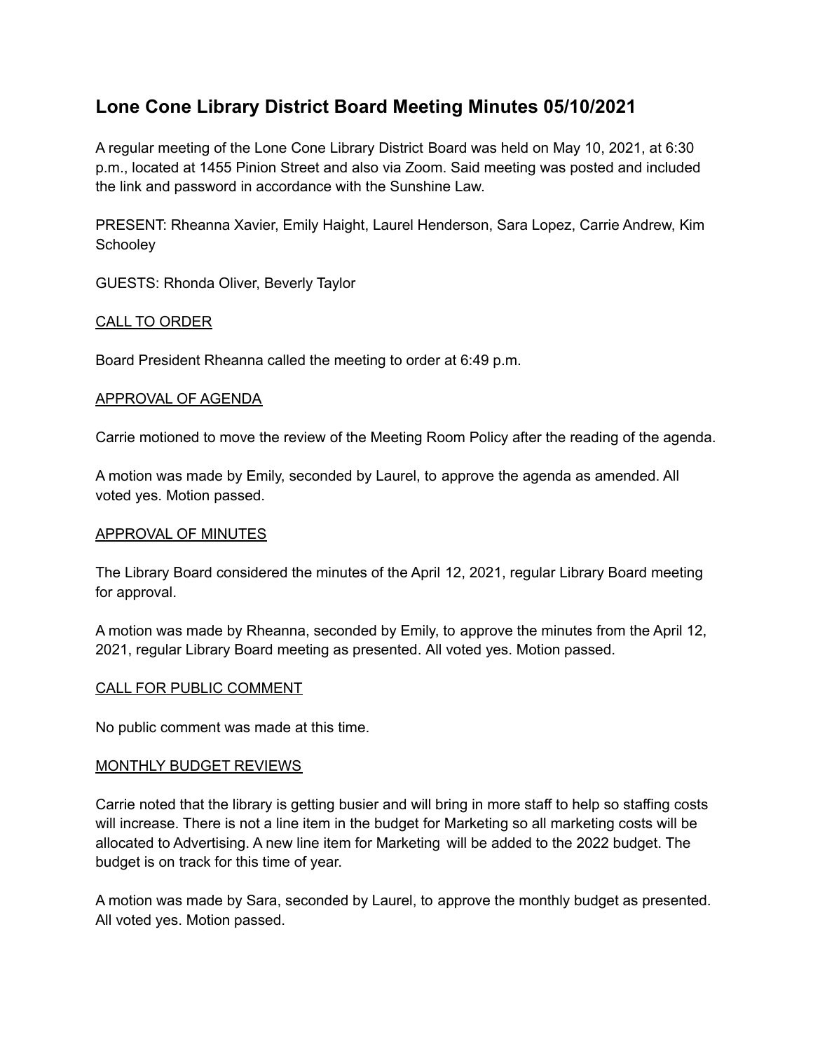# Lone Cone Library District Board Meeting Minutes 05/10/2021

A regular meeting of the Lone Cone Library District Board was held on May 10, 2021, at 6:30 p.m., located at 1455 Pinion Street and also via Zoom. Said meeting was posted and included the link and password in accordance with the Sunshine Law.

PRESENT: Rheanna Xavier, Emily Haight, Laurel Henderson, Sara Lopez, Carrie Andrew, Kim Schooley

GUESTS: Rhonda Oliver, Beverly Taylor

<u>CALL TO ORDER</u>

Board President Rheanna called the meeting to order at 6:49 p.m.

<u>APPROVAL OF AGENDA</u>

Carrie motioned to move the review of the Meeting Room Policy after the reading of the agenda.

A motion was made by Emily, seconded by Laurel, to approve the agenda as amended. All voted yes. Motion passed.

<u>APPROVAL OF MINUTES</u>

The Library Board considered the minutes of the April 12, 2021, regular Library Board meeting for approval.

A motion was made by Rheanna, seconded by Emily, to approve the minutes from the April 12, 2021, regular Library Board meeting as presented. All voted yes. Motion passed.

<u>CALL FOR PUBLIC COMMENT</u>

No public comment was made at this time.

<u>MONTHLY BUDGET REVIEWS</u>

Carrie noted that the library is getting busier and will bring in more staff to help so staffing costs will increase. There is not a line item in the budget for Marketing so all marketing costs will be allocated to Advertising. A new line item for Marketing will be added to the 2022 budget. The budget is on track for this time of year.

A motion was made by Sara, seconded by Laurel, to approve the monthly budget as presented. All voted yes. Motion passed.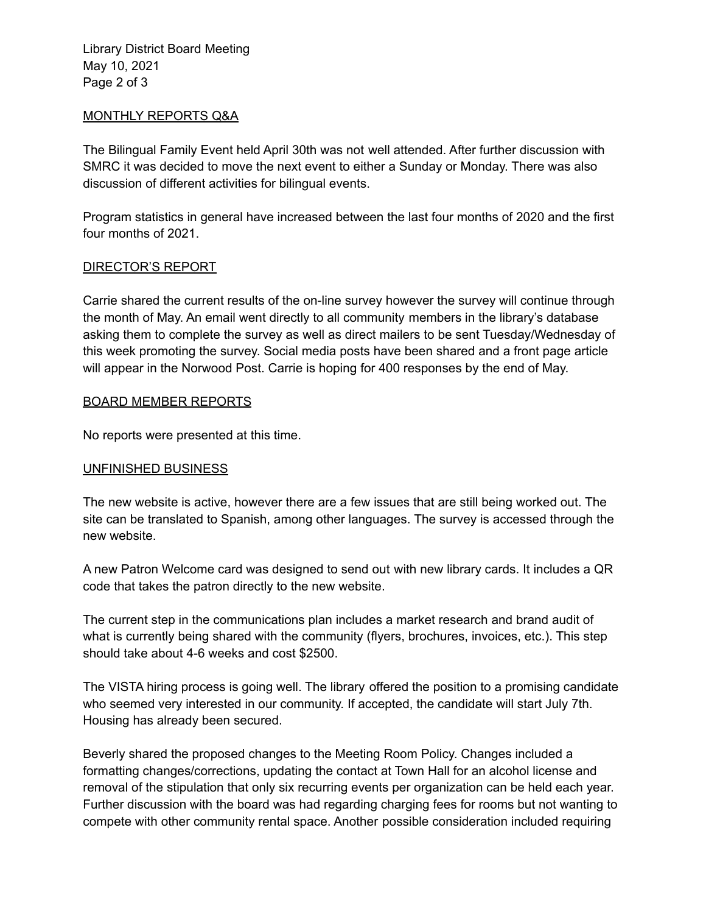## MONTHLY REPORTS Q&A

The Bilingual Family Event held April 30th was not well attended. After further discussion with SMRC it was decided to move the next event to either a Sunday or Monday. There was also discussion of different activities for bilingual events.

Program statistics in general have increased between the last four months of 2020 and the first four months of 2021.

## DIRECTOR'S REPORT

Carrie shared the current results of the on-line survey however the survey will continue through the month of May. An email went directly to all community members in the library's database asking them to complete the survey as well as direct mailers to be sent Tuesday/Wednesday of this week promoting the survey. Social media posts have been shared and a front page article will appear in the Norwood Post. Carrie is hoping for 400 responses by the end of May.

## BOARD MEMBER REPORTS

No reports were presented at this time.

## UNFINISHED BUSINESS

The new website is active, however there are a few issues that are still being worked out. The site can be translated to Spanish, among other languages. The survey is accessed through the new website.

A new Patron Welcome card was designed to send out with new library cards. It includes a QR code that takes the patron directly to the new website.

The current step in the communications plan includes a market research and brand audit of what is currently being shared with the community (flyers, brochures, invoices, etc.). This step should take about 4-6 weeks and cost $2500.

The VISTA hiring process is going well. The library offered the position to a promising candidate who seemed very interested in our community. If accepted, the candidate will start July 7th. Housing has already been secured.

Beverly shared the proposed changes to the Meeting Room Policy. Changes included a formatting changes/corrections, updating the contact at Town Hall for an alcohol license and removal of the stipulation that only six recurring events per organization can be held each year. Further discussion with the board was had regarding charging fees for rooms but not wanting to compete with other community rental space. Another possible consideration included requiring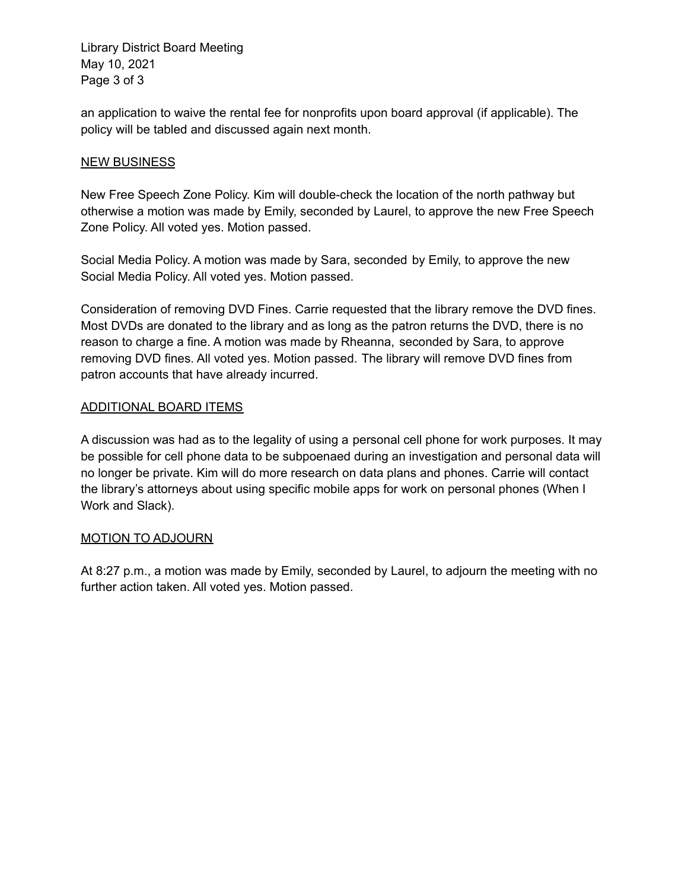an application to waive the rental fee for nonprofits upon board approval (if applicable). The policy will be tabled and discussed again next month.

## NEW BUSINESS

New Free Speech Zone Policy. Kim will double-check the location of the north pathway but otherwise a motion was made by Emily, seconded by Laurel, to approve the new Free Speech Zone Policy. All voted yes. Motion passed.

Social Media Policy. A motion was made by Sara, seconded by Emily, to approve the new Social Media Policy. All voted yes. Motion passed.

Consideration of removing DVD Fines. Carrie requested that the library remove the DVD fines. Most DVDs are donated to the library and as long as the patron returns the DVD, there is no reason to charge a fine. A motion was made by Rheanna, seconded by Sara, to approve removing DVD fines. All voted yes. Motion passed. The library will remove DVD fines from patron accounts that have already incurred.

## ADDITIONAL BOARD ITEMS

A discussion was had as to the legality of using a personal cell phone for work purposes. It may be possible for cell phone data to be subpoenaed during an investigation and personal data will no longer be private. Kim will do more research on data plans and phones. Carrie will contact the library's attorneys about using specific mobile apps for work on personal phones (When I Work and Slack).

## MOTION TO ADJOURN

At 8:27 p.m., a motion was made by Emily, seconded by Laurel, to adjourn the meeting with no further action taken. All voted yes. Motion passed.